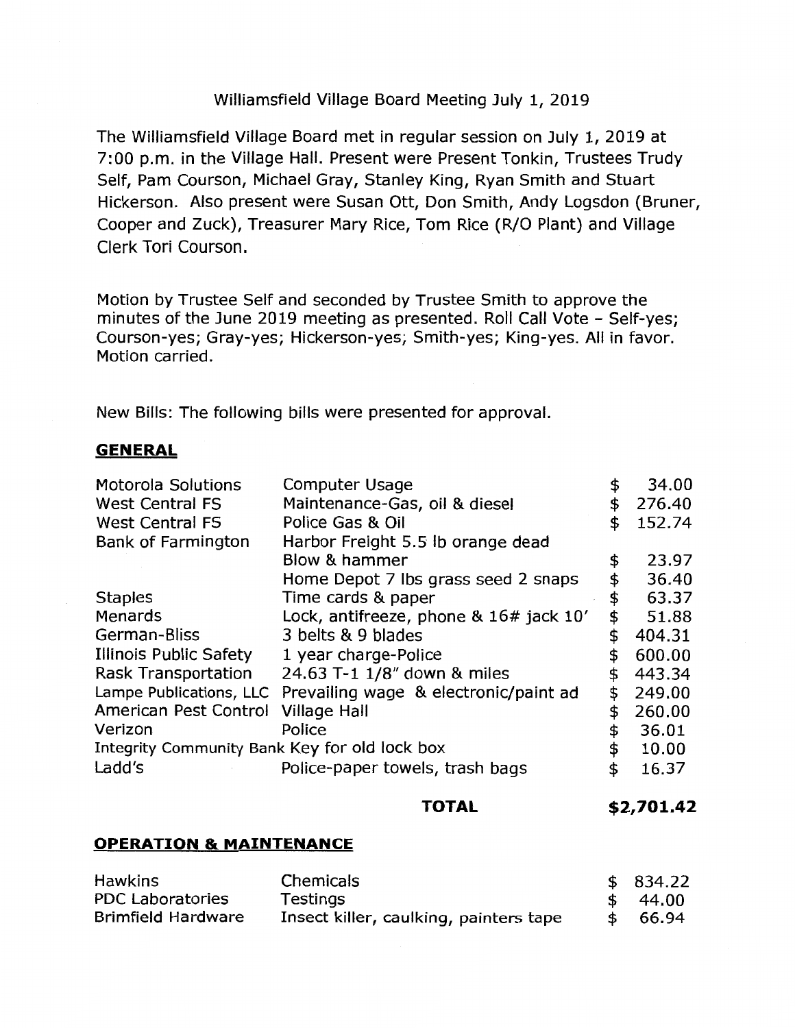Williamsfield Village Board Meeting July 1, 2019

The Williamsfield Village Board met in regular session on July 1, 2019 at 7:00 p.m. in the Village Hall. Present were Present Tonkin, Trustees Trudy Self, Pam Courson, Michael Gray, Stanley King, Ryan Smith and Stuart Hickerson. Also present were Susan Ott, Don Smith, Andy Logsdon (Bruner, Cooper and Zuck), Treasurer Mary Rice, Tom Rice (R/O Plant) and Village Clerk Tori Courson.

Motion by Trustee Self and seconded by Trustee Smith to approve the minutes of the June 2019 meeting as presented. Roll Call Vote – Self-yes; Courson-yes; Gray-yes; Hickerson-yes; Smith-yes; King-yes. All in favor. Motion carried.

New Bills: The following bills were presented for approval.

## GENERAL

| | | |
|---|---|---|
| Motorola Solutions | Computer Usage | $ 34.00 |
| West Central FS | Maintenance-Gas, oil & diesel | $ 276.40 |
| West Central FS | Police Gas & Oil | $ 152.74 |
| Bank of Farmington | Harbor Freight 5.5 lb orange dead Blow & hammer | $ 23.97 |
| | Home Depot 7 lbs grass seed 2 snaps | $ 36.40 |
| Staples | Time cards & paper | $ 63.37 |
| Menards | Lock, antifreeze, phone & 16# jack 10' | $ 51.88 |
| German-Bliss | 3 belts & 9 blades | $ 404.31 |
| Illinois Public Safety | 1 year charge-Police | $ 600.00 |
| Rask Transportation | 24.63 T-1 1/8" down & miles | $ 443.34 |
| Lampe Publications, LLC | Prevailing wage & electronic/paint ad | $ 249.00 |
| American Pest Control | Village Hall | $ 260.00 |
| Verizon | Police | $ 36.01 |
| Integrity Community Bank | Key for old lock box | $ 10.00 |
| Ladd's | Police-paper towels, trash bags | $ 16.37 |
| | **TOTAL** | **$2,701.42** |

## OPERATION & MAINTENANCE

| | | |
|---|---|---|
| Hawkins | Chemicals | $ 834.22 |
| PDC Laboratories | Testings | $ 44.00 |
| Brimfield Hardware | Insect killer, caulking, painters tape | $ 66.94 |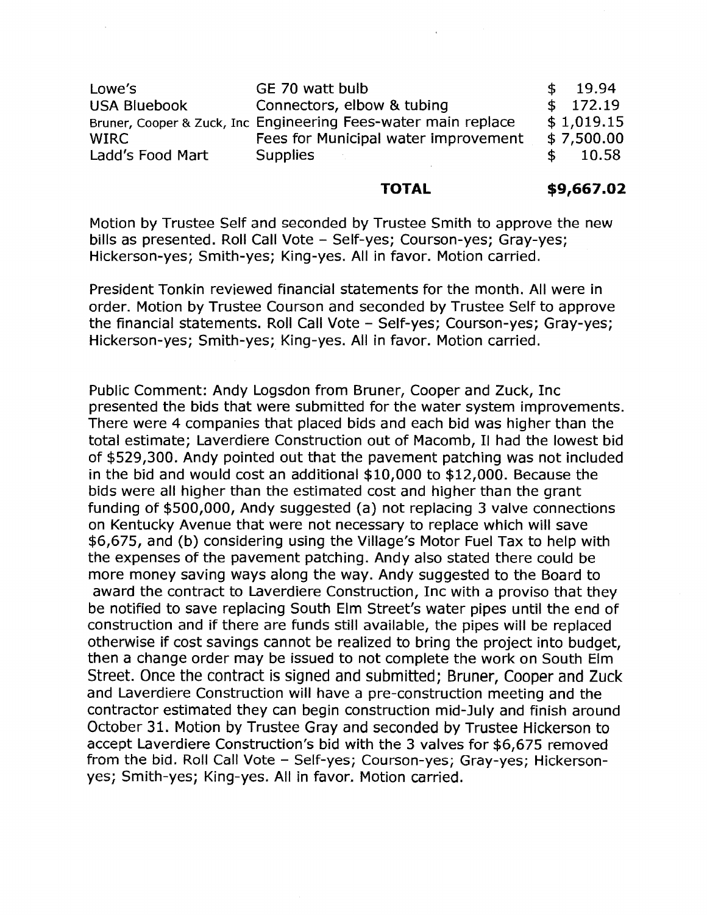| | | |
|---|---|---|
| Lowe's | GE 70 watt bulb | $ 19.94 |
| USA Bluebook | Connectors, elbow & tubing | $ 172.19 |
| Bruner, Cooper & Zuck, Inc | Engineering Fees-water main replace | $ 1,019.15 |
| WIRC | Fees for Municipal water improvement | $ 7,500.00 |
| Ladd's Food Mart | Supplies | $ 10.58 |
| | **TOTAL** | **$9,667.02** |

Motion by Trustee Self and seconded by Trustee Smith to approve the new bills as presented. Roll Call Vote – Self-yes; Courson-yes; Gray-yes; Hickerson-yes; Smith-yes; King-yes. All in favor. Motion carried.

President Tonkin reviewed financial statements for the month. All were in order. Motion by Trustee Courson and seconded by Trustee Self to approve the financial statements. Roll Call Vote – Self-yes; Courson-yes; Gray-yes; Hickerson-yes; Smith-yes; King-yes. All in favor. Motion carried.

Public Comment: Andy Logsdon from Bruner, Cooper and Zuck, Inc presented the bids that were submitted for the water system improvements. There were 4 companies that placed bids and each bid was higher than the total estimate; Laverdiere Construction out of Macomb, Il had the lowest bid of $529,300. Andy pointed out that the pavement patching was not included in the bid and would cost an additional $10,000 to $12,000. Because the bids were all higher than the estimated cost and higher than the grant funding of $500,000, Andy suggested (a) not replacing 3 valve connections on Kentucky Avenue that were not necessary to replace which will save $6,675, and (b) considering using the Village's Motor Fuel Tax to help with the expenses of the pavement patching. Andy also stated there could be more money saving ways along the way. Andy suggested to the Board to award the contract to Laverdiere Construction, Inc with a proviso that they be notified to save replacing South Elm Street's water pipes until the end of construction and if there are funds still available, the pipes will be replaced otherwise if cost savings cannot be realized to bring the project into budget, then a change order may be issued to not complete the work on South Elm Street. Once the contract is signed and submitted; Bruner, Cooper and Zuck and Laverdiere Construction will have a pre-construction meeting and the contractor estimated they can begin construction mid-July and finish around October 31. Motion by Trustee Gray and seconded by Trustee Hickerson to accept Laverdiere Construction's bid with the 3 valves for $6,675 removed from the bid. Roll Call Vote – Self-yes; Courson-yes; Gray-yes; Hickerson-yes; Smith-yes; King-yes. All in favor. Motion carried.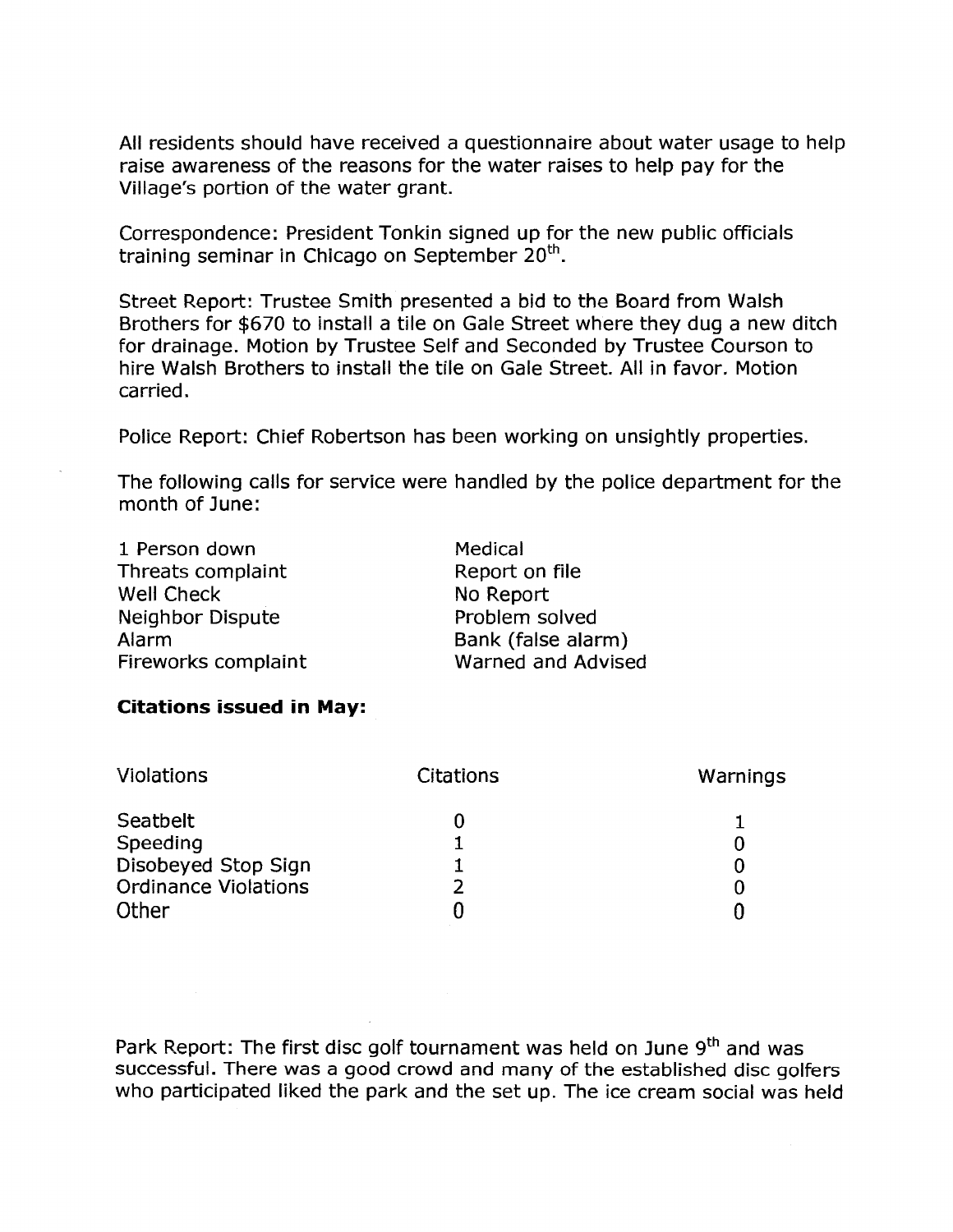All residents should have received a questionnaire about water usage to help raise awareness of the reasons for the water raises to help pay for the Village's portion of the water grant.

Correspondence: President Tonkin signed up for the new public officials training seminar in Chicago on September 20th.

Street Report: Trustee Smith presented a bid to the Board from Walsh Brothers for $670 to install a tile on Gale Street where they dug a new ditch for drainage. Motion by Trustee Self and Seconded by Trustee Courson to hire Walsh Brothers to install the tile on Gale Street. All in favor. Motion carried.

Police Report: Chief Robertson has been working on unsightly properties.

The following calls for service were handled by the police department for the month of June:

| | |
|---|---|
| 1 Person down | Medical |
| Threats complaint | Report on file |
| Well Check | No Report |
| Neighbor Dispute | Problem solved |
| Alarm | Bank (false alarm) |
| Fireworks complaint | Warned and Advised |

**Citations issued in May:**

| Violations | Citations | Warnings |
|---|---|---|
| Seatbelt | 0 | 1 |
| Speeding | 1 | 0 |
| Disobeyed Stop Sign | 1 | 0 |
| Ordinance Violations | 2 | 0 |
| Other | 0 | 0 |

Park Report: The first disc golf tournament was held on June 9th and was successful. There was a good crowd and many of the established disc golfers who participated liked the park and the set up. The ice cream social was held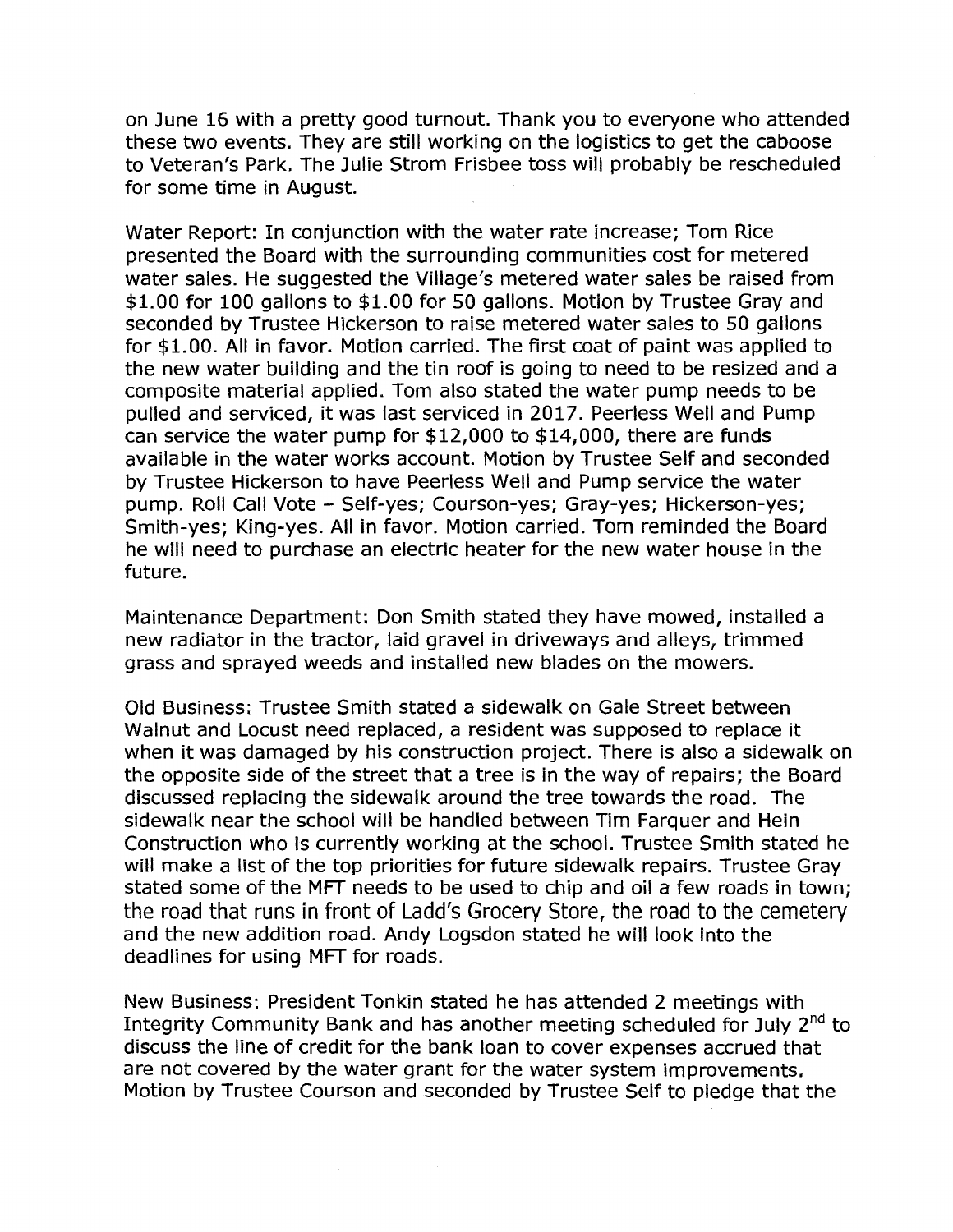on June 16 with a pretty good turnout. Thank you to everyone who attended these two events. They are still working on the logistics to get the caboose to Veteran's Park. The Julie Strom Frisbee toss will probably be rescheduled for some time in August.

Water Report: In conjunction with the water rate increase; Tom Rice presented the Board with the surrounding communities cost for metered water sales. He suggested the Village's metered water sales be raised from $1.00 for 100 gallons to $1.00 for 50 gallons. Motion by Trustee Gray and seconded by Trustee Hickerson to raise metered water sales to 50 gallons for $1.00. All in favor. Motion carried. The first coat of paint was applied to the new water building and the tin roof is going to need to be resized and a composite material applied. Tom also stated the water pump needs to be pulled and serviced, it was last serviced in 2017. Peerless Well and Pump can service the water pump for $12,000 to $14,000, there are funds available in the water works account. Motion by Trustee Self and seconded by Trustee Hickerson to have Peerless Well and Pump service the water pump. Roll Call Vote – Self-yes; Courson-yes; Gray-yes; Hickerson-yes; Smith-yes; King-yes. All in favor. Motion carried. Tom reminded the Board he will need to purchase an electric heater for the new water house in the future.

Maintenance Department: Don Smith stated they have mowed, installed a new radiator in the tractor, laid gravel in driveways and alleys, trimmed grass and sprayed weeds and installed new blades on the mowers.

Old Business: Trustee Smith stated a sidewalk on Gale Street between Walnut and Locust need replaced, a resident was supposed to replace it when it was damaged by his construction project. There is also a sidewalk on the opposite side of the street that a tree is in the way of repairs; the Board discussed replacing the sidewalk around the tree towards the road. The sidewalk near the school will be handled between Tim Farquer and Hein Construction who is currently working at the school. Trustee Smith stated he will make a list of the top priorities for future sidewalk repairs. Trustee Gray stated some of the MFT needs to be used to chip and oil a few roads in town; the road that runs in front of Ladd's Grocery Store, the road to the cemetery and the new addition road. Andy Logsdon stated he will look into the deadlines for using MFT for roads.

New Business: President Tonkin stated he has attended 2 meetings with Integrity Community Bank and has another meeting scheduled for July 2nd to discuss the line of credit for the bank loan to cover expenses accrued that are not covered by the water grant for the water system improvements. Motion by Trustee Courson and seconded by Trustee Self to pledge that the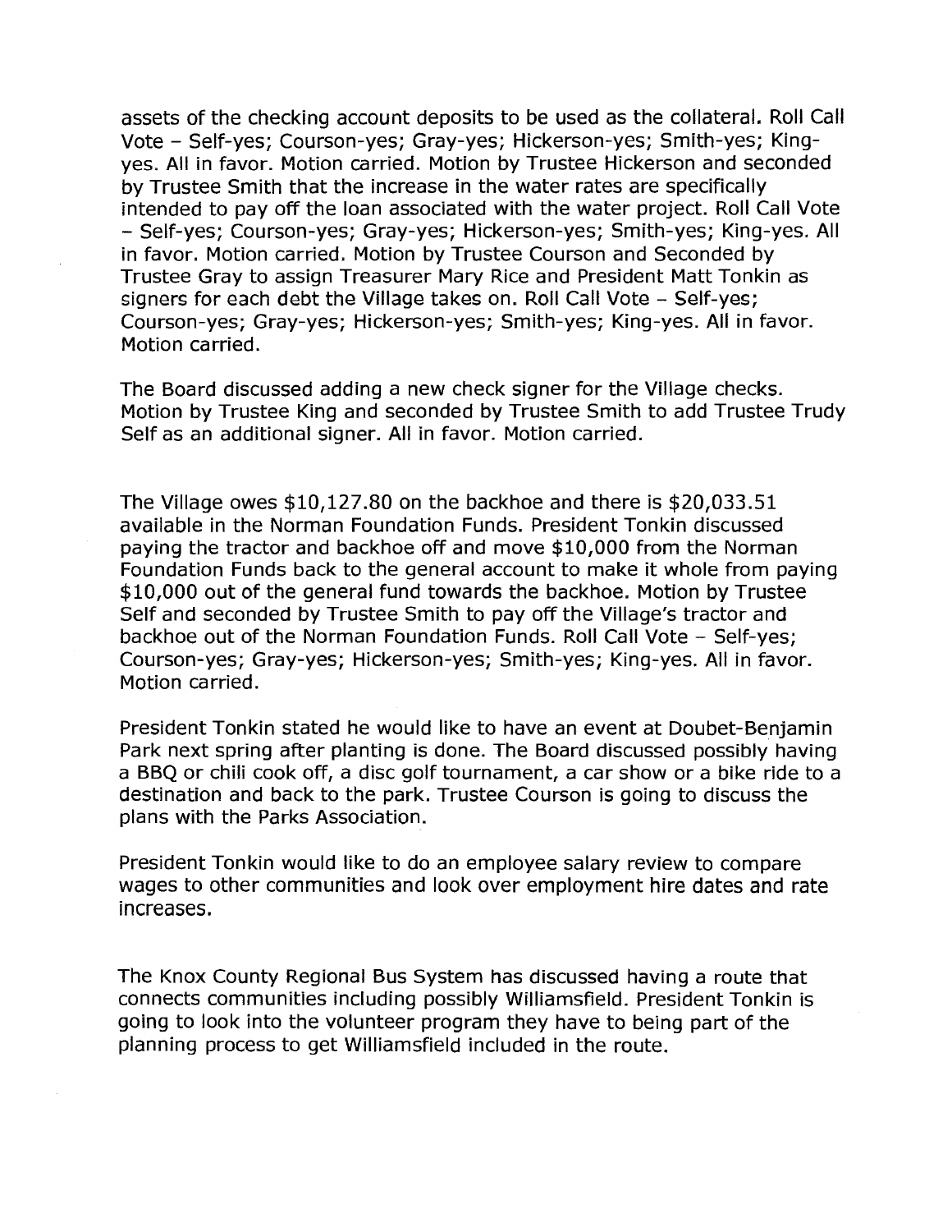assets of the checking account deposits to be used as the collateral. Roll Call Vote – Self-yes; Courson-yes; Gray-yes; Hickerson-yes; Smith-yes; King-yes. All in favor. Motion carried. Motion by Trustee Hickerson and seconded by Trustee Smith that the increase in the water rates are specifically intended to pay off the loan associated with the water project. Roll Call Vote – Self-yes; Courson-yes; Gray-yes; Hickerson-yes; Smith-yes; King-yes. All in favor. Motion carried. Motion by Trustee Courson and Seconded by Trustee Gray to assign Treasurer Mary Rice and President Matt Tonkin as signers for each debt the Village takes on. Roll Call Vote – Self-yes; Courson-yes; Gray-yes; Hickerson-yes; Smith-yes; King-yes. All in favor. Motion carried.

The Board discussed adding a new check signer for the Village checks. Motion by Trustee King and seconded by Trustee Smith to add Trustee Trudy Self as an additional signer. All in favor. Motion carried.

The Village owes $10,127.80 on the backhoe and there is $20,033.51 available in the Norman Foundation Funds. President Tonkin discussed paying the tractor and backhoe off and move $10,000 from the Norman Foundation Funds back to the general account to make it whole from paying $10,000 out of the general fund towards the backhoe. Motion by Trustee Self and seconded by Trustee Smith to pay off the Village's tractor and backhoe out of the Norman Foundation Funds. Roll Call Vote – Self-yes; Courson-yes; Gray-yes; Hickerson-yes; Smith-yes; King-yes. All in favor. Motion carried.

President Tonkin stated he would like to have an event at Doubet-Benjamin Park next spring after planting is done. The Board discussed possibly having a BBQ or chili cook off, a disc golf tournament, a car show or a bike ride to a destination and back to the park. Trustee Courson is going to discuss the plans with the Parks Association.

President Tonkin would like to do an employee salary review to compare wages to other communities and look over employment hire dates and rate increases.

The Knox County Regional Bus System has discussed having a route that connects communities including possibly Williamsfield. President Tonkin is going to look into the volunteer program they have to being part of the planning process to get Williamsfield included in the route.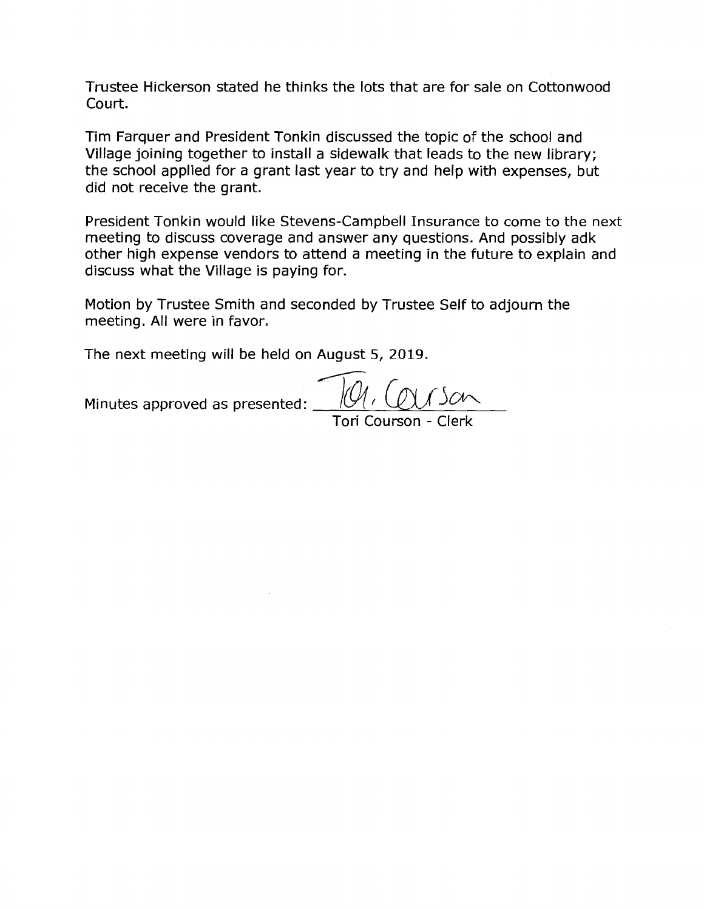Trustee Hickerson stated he thinks the lots that are for sale on Cottonwood Court.

Tim Farquer and President Tonkin discussed the topic of the school and Village joining together to install a sidewalk that leads to the new library; the school applied for a grant last year to try and help with expenses, but did not receive the grant.

President Tonkin would like Stevens-Campbell Insurance to come to the next meeting to discuss coverage and answer any questions. And possibly adk other high expense vendors to attend a meeting in the future to explain and discuss what the Village is paying for.

Motion by Trustee Smith and seconded by Trustee Self to adjourn the meeting. All were in favor.

The next meeting will be held on August 5, 2019.

Minutes approved as presented: ___________________

Tori Courson - Clerk